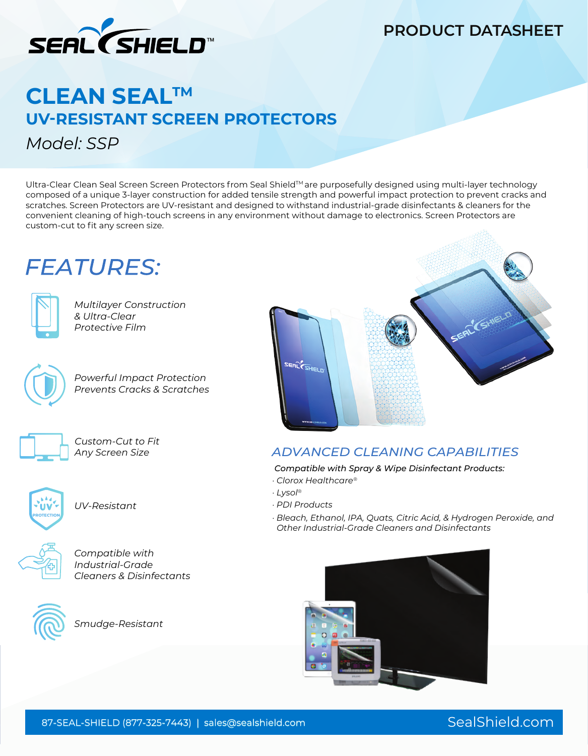PRODUCT DATASHEET

# CLEAN SEAL™

## UV-RESISTANT SCREEN PROTECTORS

*Model: SSP*

Ultra-Clear Clean Seal Screen Screen Protectors from Seal Shield™ are purposefully designed using multi-layer technology composed of a unique 3-layer construction for added tensile strength and powerful impact protection to prevent cracks and scratches. Screen Protectors are UV-resistant and designed to withstand industrial-grade disinfectants & cleaners for the convenient cleaning of high-touch screens in any environment without damage to electronics. Screen Protectors are custom-cut to fit any screen size.

## FEATURES:

- *Multilayer Construction & Ultra-Clear Protective Film*
- *Powerful Impact Protection Prevents Cracks & Scratches*
- *Custom-Cut to Fit Any Screen Size*
- *UV-Resistant*
- *Compatible with Industrial-Grade Cleaners & Disinfectants*
- *Smudge-Resistant*

## ADVANCED CLEANING CAPABILITIES

***Compatible with Spray & Wipe Disinfectant Products:***

- *Clorox Healthcare®*
- *Lysol®*
- *PDI Products*
- *Bleach, Ethanol, IPA, Quats, Citric Acid, & Hydrogen Peroxide, and Other Industrial-Grade Cleaners and Disinfectants*

87-SEAL-SHIELD (877-325-7443) | sales@sealshield.com SealShield.com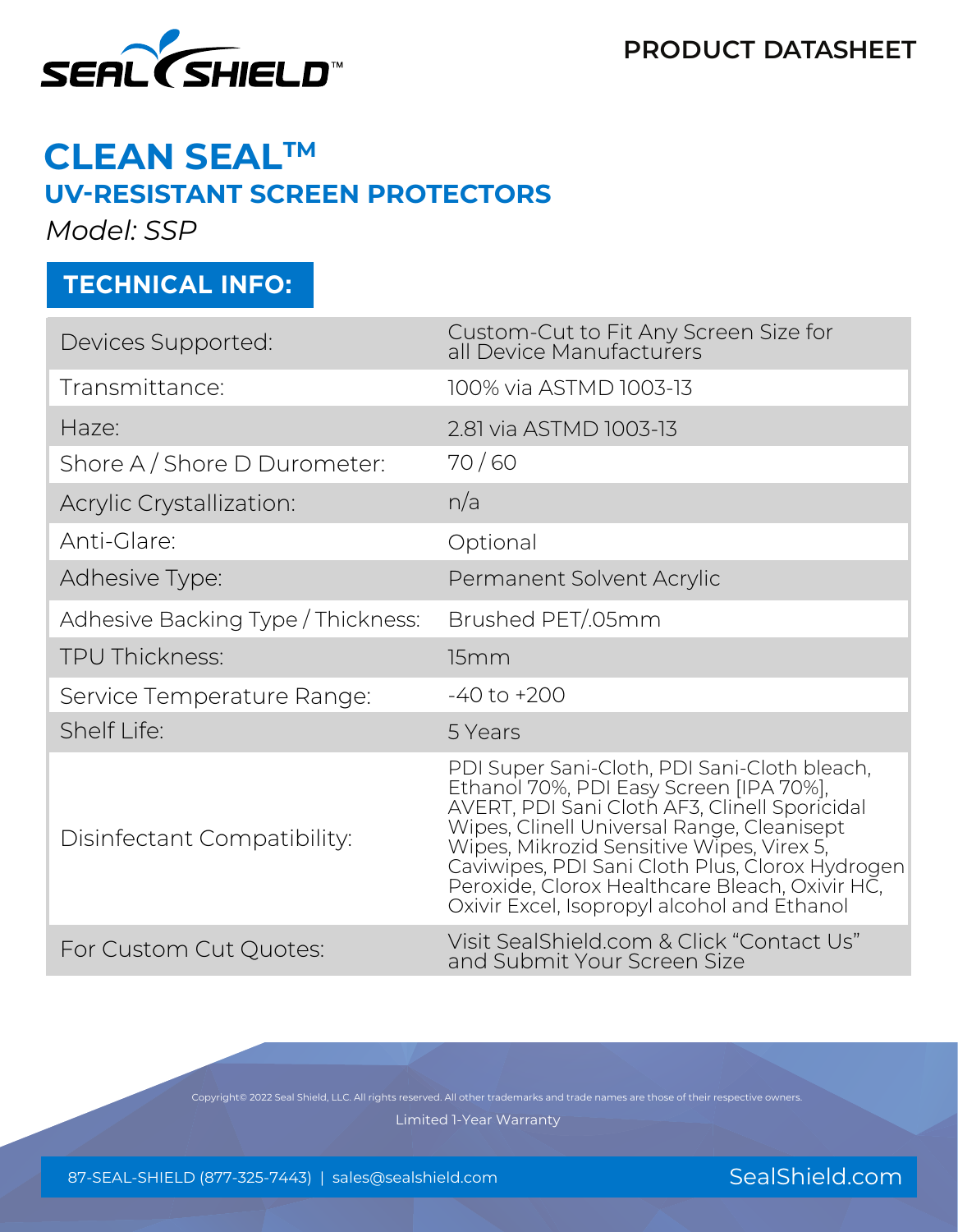PRODUCT DATASHEET

# CLEAN SEAL™

## UV-RESISTANT SCREEN PROTECTORS

*Model: SSP*

### TECHNICAL INFO:

| | |
|---|---|
| Devices Supported: | Custom-Cut to Fit Any Screen Size for all Device Manufacturers |
| Transmittance: | 100% via ASTMD 1003-13 |
| Haze: | 2.81 via ASTMD 1003-13 |
| Shore A / Shore D Durometer: | 70 / 60 |
| Acrylic Crystallization: | n/a |
| Anti-Glare: | Optional |
| Adhesive Type: | Permanent Solvent Acrylic |
| Adhesive Backing Type / Thickness: | Brushed PET/.05mm |
| TPU Thickness: | 15mm |
| Service Temperature Range: | -40 to +200 |
| Shelf Life: | 5 Years |
| Disinfectant Compatibility: | PDI Super Sani-Cloth, PDI Sani-Cloth bleach, Ethanol 70%, PDI Easy Screen [IPA 70%], AVERT, PDI Sani Cloth AF3, Clinell Sporicidal Wipes, Clinell Universal Range, Cleanisept Wipes, Mikrozid Sensitive Wipes, Virex 5, Caviwipes, PDI Sani Cloth Plus, Clorox Hydrogen Peroxide, Clorox Healthcare Bleach, Oxivir HC, Oxivir Excel, Isopropyl alcohol and Ethanol |
| For Custom Cut Quotes: | Visit SealShield.com & Click "Contact Us" and Submit Your Screen Size |

Copyright© 2022 Seal Shield, LLC. All rights reserved. All other trademarks and trade names are those of their respective owners.

Limited 1-Year Warranty

87-SEAL-SHIELD (877-325-7443) | sales@sealshield.com

SealShield.com